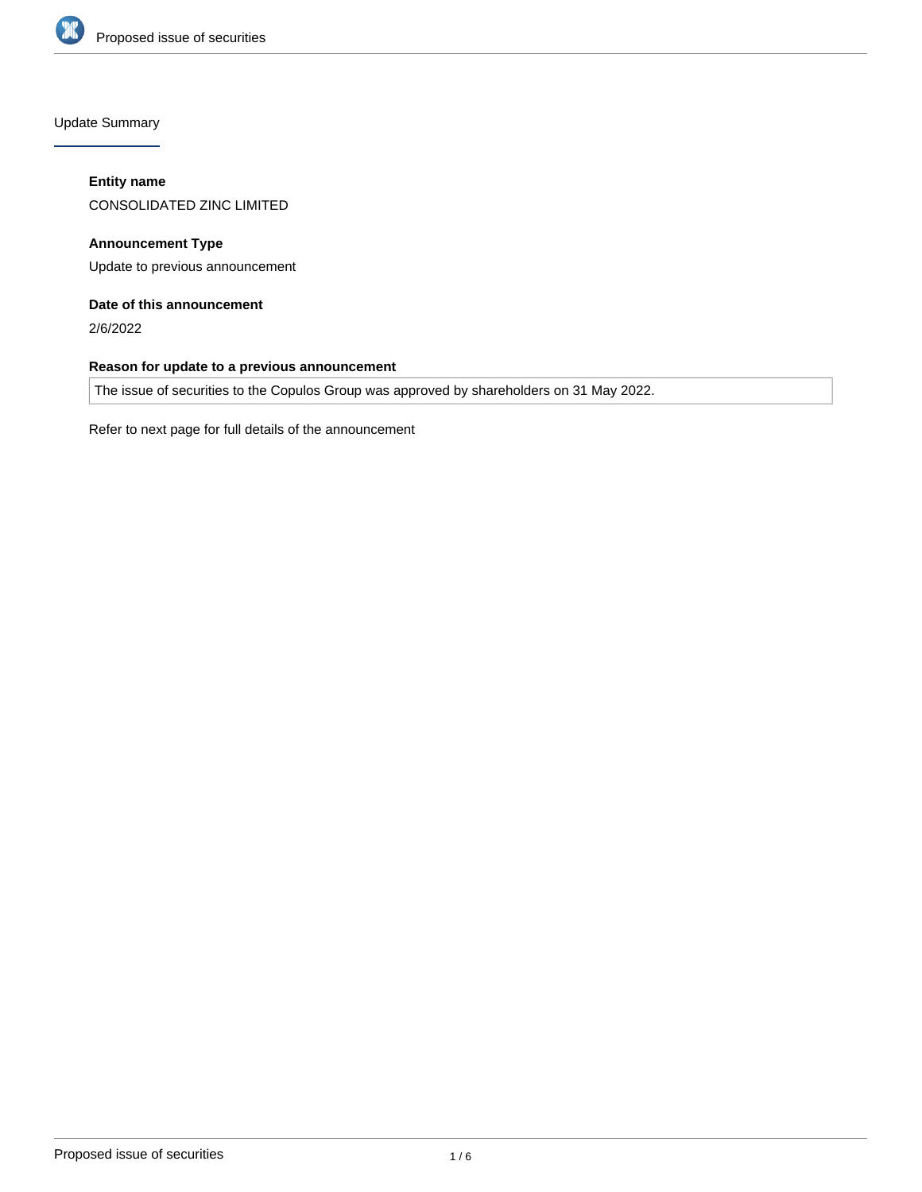## Update Summary

**Entity name**

CONSOLIDATED ZINC LIMITED

**Announcement Type**

Update to previous announcement

**Date of this announcement**

2/6/2022

**Reason for update to a previous announcement**

The issue of securities to the Copulos Group was approved by shareholders on 31 May 2022.

Refer to next page for full details of the announcement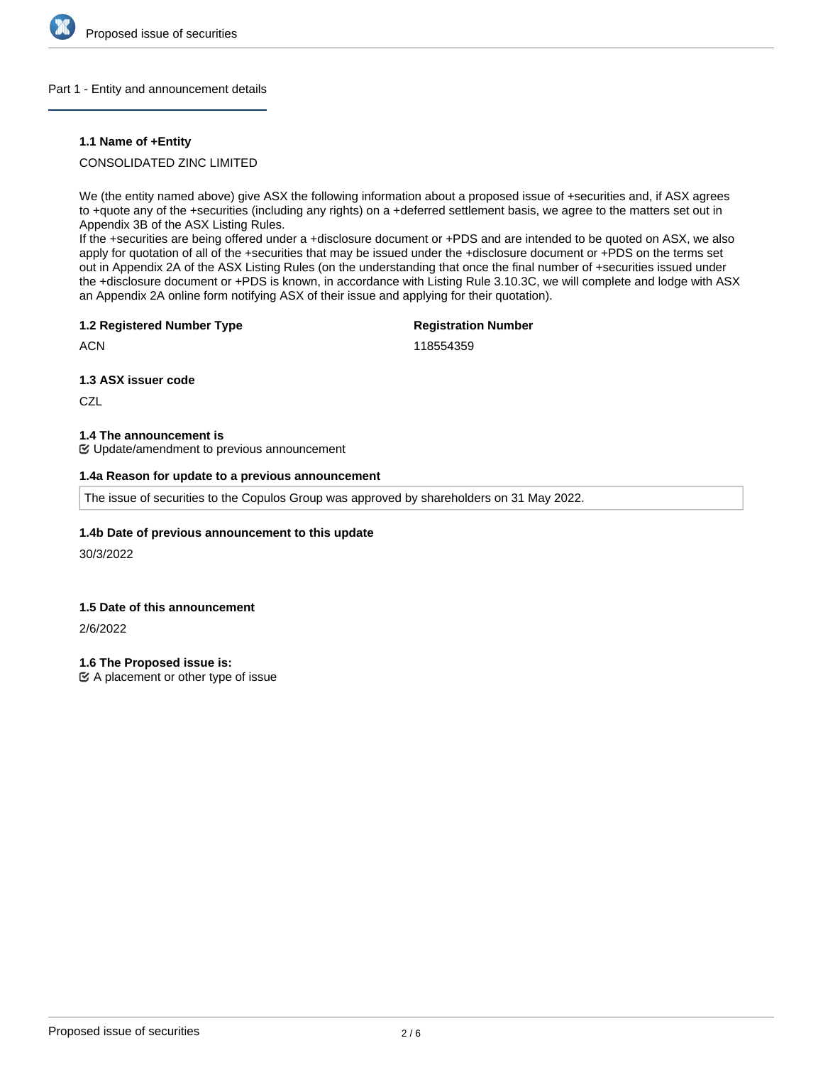## Part 1 - Entity and announcement details

**1.1 Name of +Entity**

CONSOLIDATED ZINC LIMITED

We (the entity named above) give ASX the following information about a proposed issue of +securities and, if ASX agrees to +quote any of the +securities (including any rights) on a +deferred settlement basis, we agree to the matters set out in Appendix 3B of the ASX Listing Rules.
If the +securities are being offered under a +disclosure document or +PDS and are intended to be quoted on ASX, we also apply for quotation of all of the +securities that may be issued under the +disclosure document or +PDS on the terms set out in Appendix 2A of the ASX Listing Rules (on the understanding that once the final number of +securities issued under the +disclosure document or +PDS is known, in accordance with Listing Rule 3.10.3C, we will complete and lodge with ASX an Appendix 2A online form notifying ASX of their issue and applying for their quotation).

**1.2 Registered Number Type**

ACN

**Registration Number**

118554359

**1.3 ASX issuer code**

CZL

**1.4 The announcement is**

Update/amendment to previous announcement

**1.4a Reason for update to a previous announcement**

The issue of securities to the Copulos Group was approved by shareholders on 31 May 2022.

**1.4b Date of previous announcement to this update**

30/3/2022

**1.5 Date of this announcement**

2/6/2022

**1.6 The Proposed issue is:**

A placement or other type of issue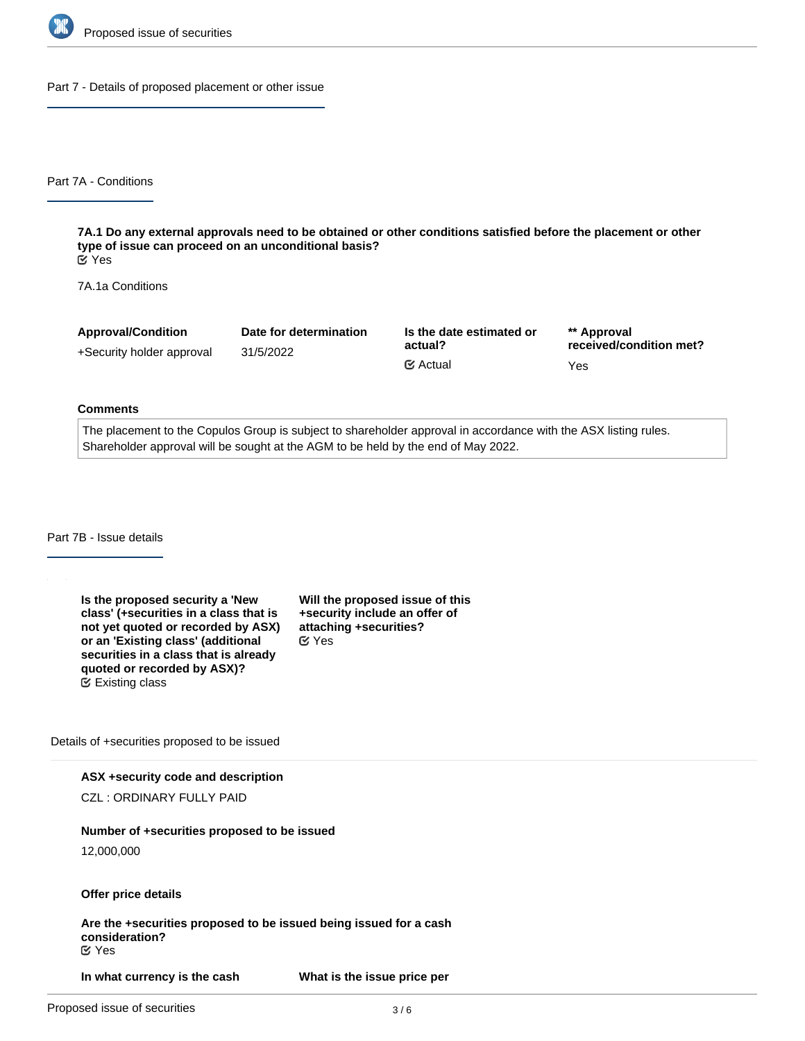Part 7 - Details of proposed placement or other issue

## Part 7A - Conditions

**7A.1 Do any external approvals need to be obtained or other conditions satisfied before the placement or other type of issue can proceed on an unconditional basis?**
Yes

7A.1a Conditions

| Approval/Condition | Date for determination | Is the date estimated or actual? | ** Approval received/condition met? |
| --- | --- | --- | --- |
| +Security holder approval | 31/5/2022 | Actual | Yes |

**Comments**

The placement to the Copulos Group is subject to shareholder approval in accordance with the ASX listing rules. Shareholder approval will be sought at the AGM to be held by the end of May 2022.

## Part 7B - Issue details

**Is the proposed security a 'New class' (+securities in a class that is not yet quoted or recorded by ASX) or an 'Existing class' (additional securities in a class that is already quoted or recorded by ASX)?**
Existing class

**Will the proposed issue of this +security include an offer of attaching +securities?**
Yes

Details of +securities proposed to be issued

**ASX +security code and description**

CZL : ORDINARY FULLY PAID

**Number of +securities proposed to be issued**

12,000,000

**Offer price details**

**Are the +securities proposed to be issued being issued for a cash consideration?**
Yes

**In what currency is the cash**

**What is the issue price per**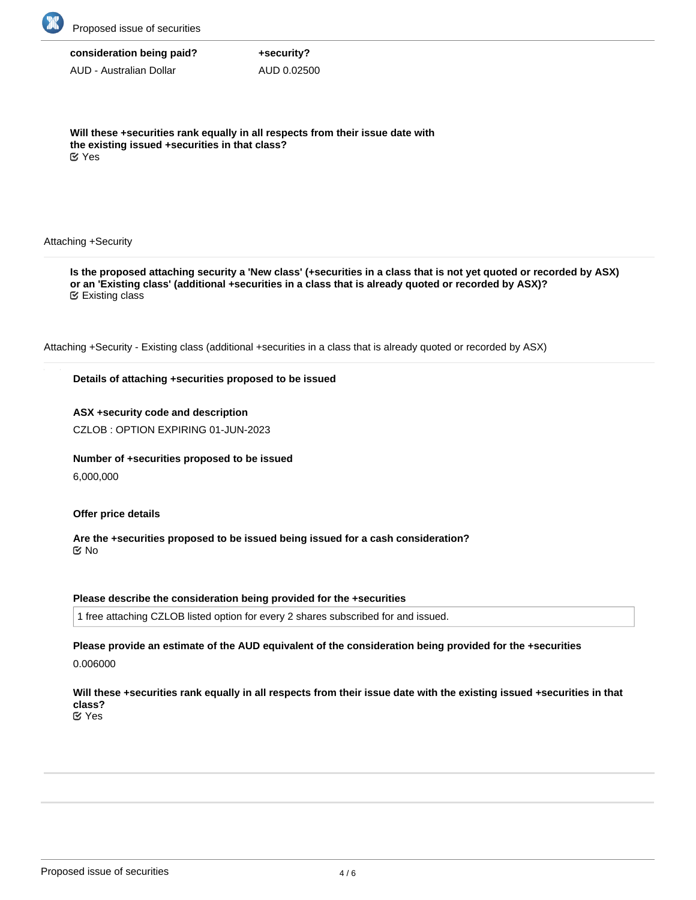| consideration being paid? | +security? |
| --- | --- |
| AUD - Australian Dollar | AUD 0.02500 |

**Will these +securities rank equally in all respects from their issue date with the existing issued +securities in that class?**
☑ Yes

Attaching +Security

**Is the proposed attaching security a 'New class' (+securities in a class that is not yet quoted or recorded by ASX) or an 'Existing class' (additional +securities in a class that is already quoted or recorded by ASX)?**
☑ Existing class

Attaching +Security - Existing class (additional +securities in a class that is already quoted or recorded by ASX)

**Details of attaching +securities proposed to be issued**

**ASX +security code and description**

CZLOB : OPTION EXPIRING 01-JUN-2023

**Number of +securities proposed to be issued**

6,000,000

**Offer price details**

**Are the +securities proposed to be issued being issued for a cash consideration?**
☑ No

**Please describe the consideration being provided for the +securities**

1 free attaching CZLOB listed option for every 2 shares subscribed for and issued.

**Please provide an estimate of the AUD equivalent of the consideration being provided for the +securities**

0.006000

**Will these +securities rank equally in all respects from their issue date with the existing issued +securities in that class?**
☑ Yes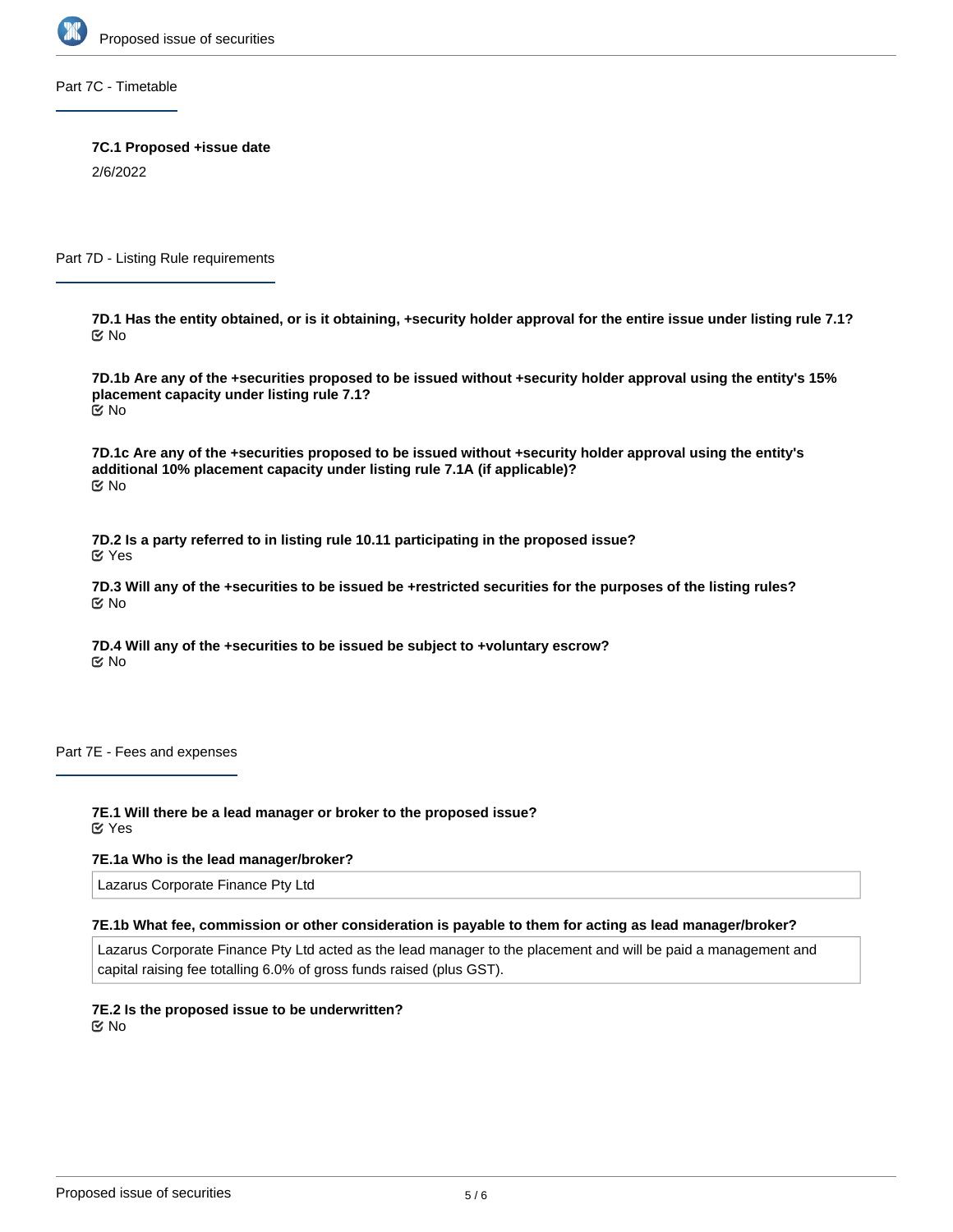## Part 7C - Timetable

**7C.1 Proposed +issue date**

2/6/2022

## Part 7D - Listing Rule requirements

**7D.1 Has the entity obtained, or is it obtaining, +security holder approval for the entire issue under listing rule 7.1?**

No

**7D.1b Are any of the +securities proposed to be issued without +security holder approval using the entity's 15% placement capacity under listing rule 7.1?**

No

**7D.1c Are any of the +securities proposed to be issued without +security holder approval using the entity's additional 10% placement capacity under listing rule 7.1A (if applicable)?**

No

**7D.2 Is a party referred to in listing rule 10.11 participating in the proposed issue?**

Yes

**7D.3 Will any of the +securities to be issued be +restricted securities for the purposes of the listing rules?**

No

**7D.4 Will any of the +securities to be issued be subject to +voluntary escrow?**

No

## Part 7E - Fees and expenses

**7E.1 Will there be a lead manager or broker to the proposed issue?**

Yes

**7E.1a Who is the lead manager/broker?**

Lazarus Corporate Finance Pty Ltd

**7E.1b What fee, commission or other consideration is payable to them for acting as lead manager/broker?**

Lazarus Corporate Finance Pty Ltd acted as the lead manager to the placement and will be paid a management and capital raising fee totalling 6.0% of gross funds raised (plus GST).

**7E.2 Is the proposed issue to be underwritten?**

No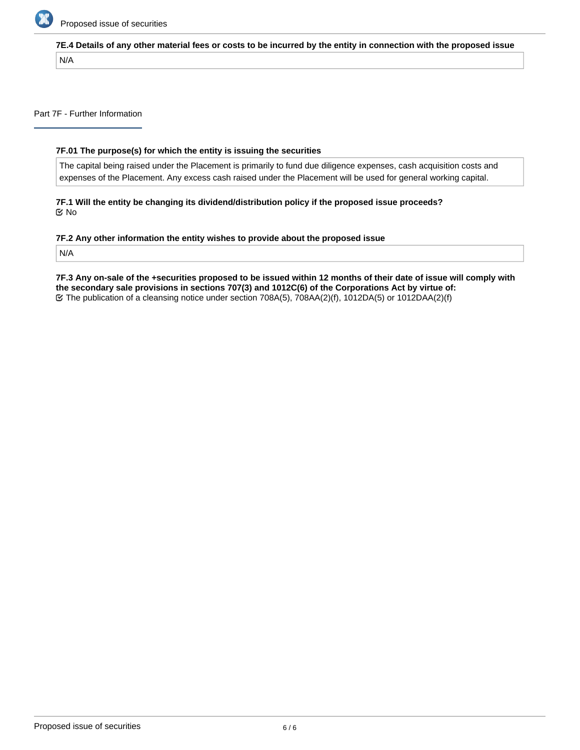**7E.4 Details of any other material fees or costs to be incurred by the entity in connection with the proposed issue**

N/A

## Part 7F - Further Information

**7F.01 The purpose(s) for which the entity is issuing the securities**

The capital being raised under the Placement is primarily to fund due diligence expenses, cash acquisition costs and expenses of the Placement. Any excess cash raised under the Placement will be used for general working capital.

**7F.1 Will the entity be changing its dividend/distribution policy if the proposed issue proceeds?**

☑ No

**7F.2 Any other information the entity wishes to provide about the proposed issue**

N/A

**7F.3 Any on-sale of the +securities proposed to be issued within 12 months of their date of issue will comply with the secondary sale provisions in sections 707(3) and 1012C(6) of the Corporations Act by virtue of:**

☑ The publication of a cleansing notice under section 708A(5), 708AA(2)(f), 1012DA(5) or 1012DAA(2)(f)